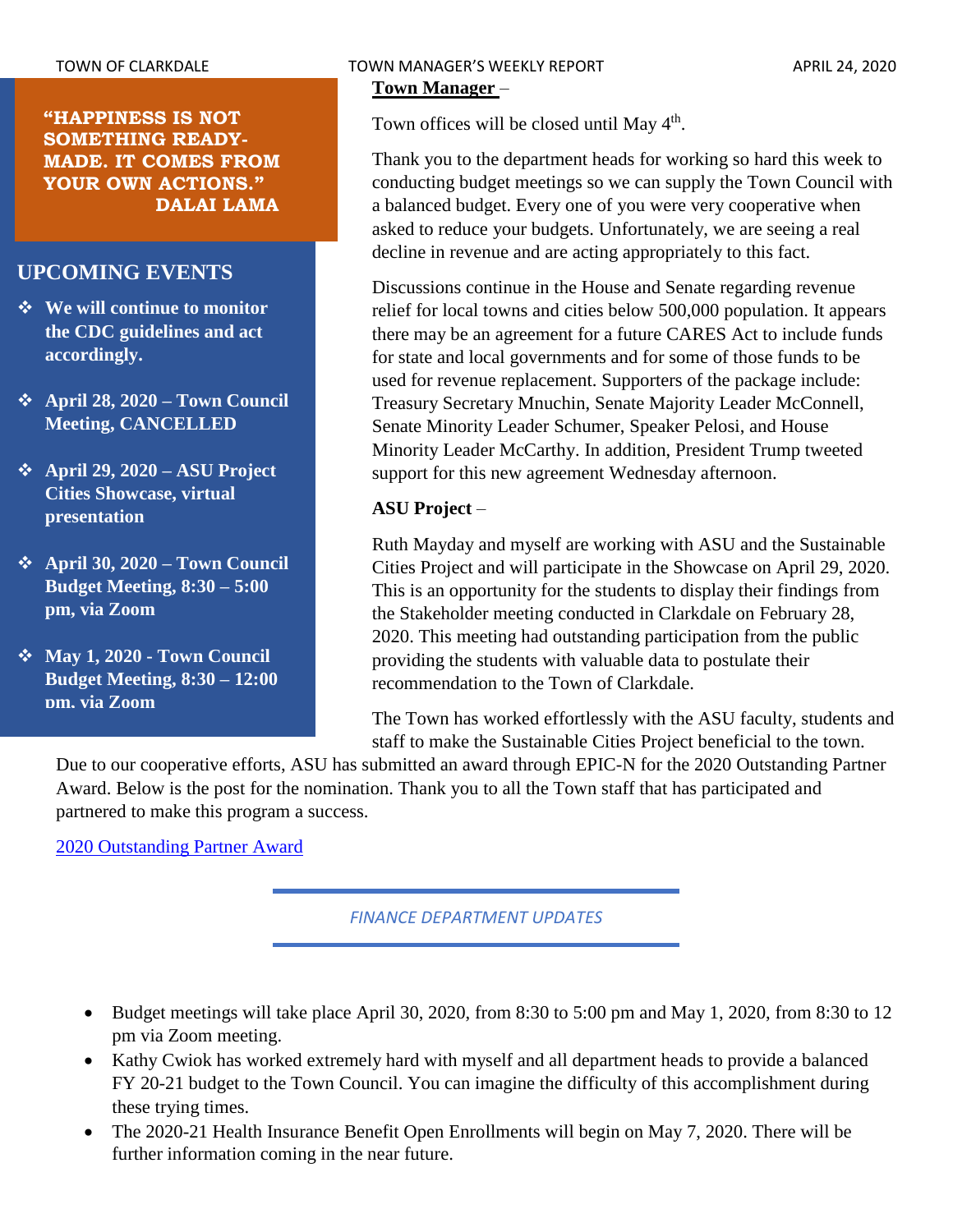**"HAPPINESS IS NOT SOMETHING READY-MADE. IT COMES FROM YOUR OWN ACTIONS." DALAI LAMA**

## UPCOMING EVENTS

- **We will continue to monitor the CDC guidelines and act accordingly.**
- **April 28, 2020 – Town Council Meeting, CANCELLED**
- **April 29, 2020 – ASU Project Cities Showcase, virtual presentation**
- **April 30, 2020 – Town Council Budget Meeting, 8:30 – 5:00 pm, via Zoom**
- **May 1, 2020 - Town Council Budget Meeting, 8:30 – 12:00 pm, via Zoom**

**Town Manager** –

Town offices will be closed until May 4th.

Thank you to the department heads for working so hard this week to conducting budget meetings so we can supply the Town Council with a balanced budget. Every one of you were very cooperative when asked to reduce your budgets. Unfortunately, we are seeing a real decline in revenue and are acting appropriately to this fact.

Discussions continue in the House and Senate regarding revenue relief for local towns and cities below 500,000 population. It appears there may be an agreement for a future CARES Act to include funds for state and local governments and for some of those funds to be used for revenue replacement. Supporters of the package include: Treasury Secretary Mnuchin, Senate Majority Leader McConnell, Senate Minority Leader Schumer, Speaker Pelosi, and House Minority Leader McCarthy. In addition, President Trump tweeted support for this new agreement Wednesday afternoon.

**ASU Project** –

Ruth Mayday and myself are working with ASU and the Sustainable Cities Project and will participate in the Showcase on April 29, 2020. This is an opportunity for the students to display their findings from the Stakeholder meeting conducted in Clarkdale on February 28, 2020. This meeting had outstanding participation from the public providing the students with valuable data to postulate their recommendation to the Town of Clarkdale.

The Town has worked effortlessly with the ASU faculty, students and staff to make the Sustainable Cities Project beneficial to the town. Due to our cooperative efforts, ASU has submitted an award through EPIC-N for the 2020 Outstanding Partner Award. Below is the post for the nomination. Thank you to all the Town staff that has participated and partnered to make this program a success.

2020 Outstanding Partner Award

## *FINANCE DEPARTMENT UPDATES*

- Budget meetings will take place April 30, 2020, from 8:30 to 5:00 pm and May 1, 2020, from 8:30 to 12 pm via Zoom meeting.
- Kathy Cwiok has worked extremely hard with myself and all department heads to provide a balanced FY 20-21 budget to the Town Council. You can imagine the difficulty of this accomplishment during these trying times.
- The 2020-21 Health Insurance Benefit Open Enrollments will begin on May 7, 2020. There will be further information coming in the near future.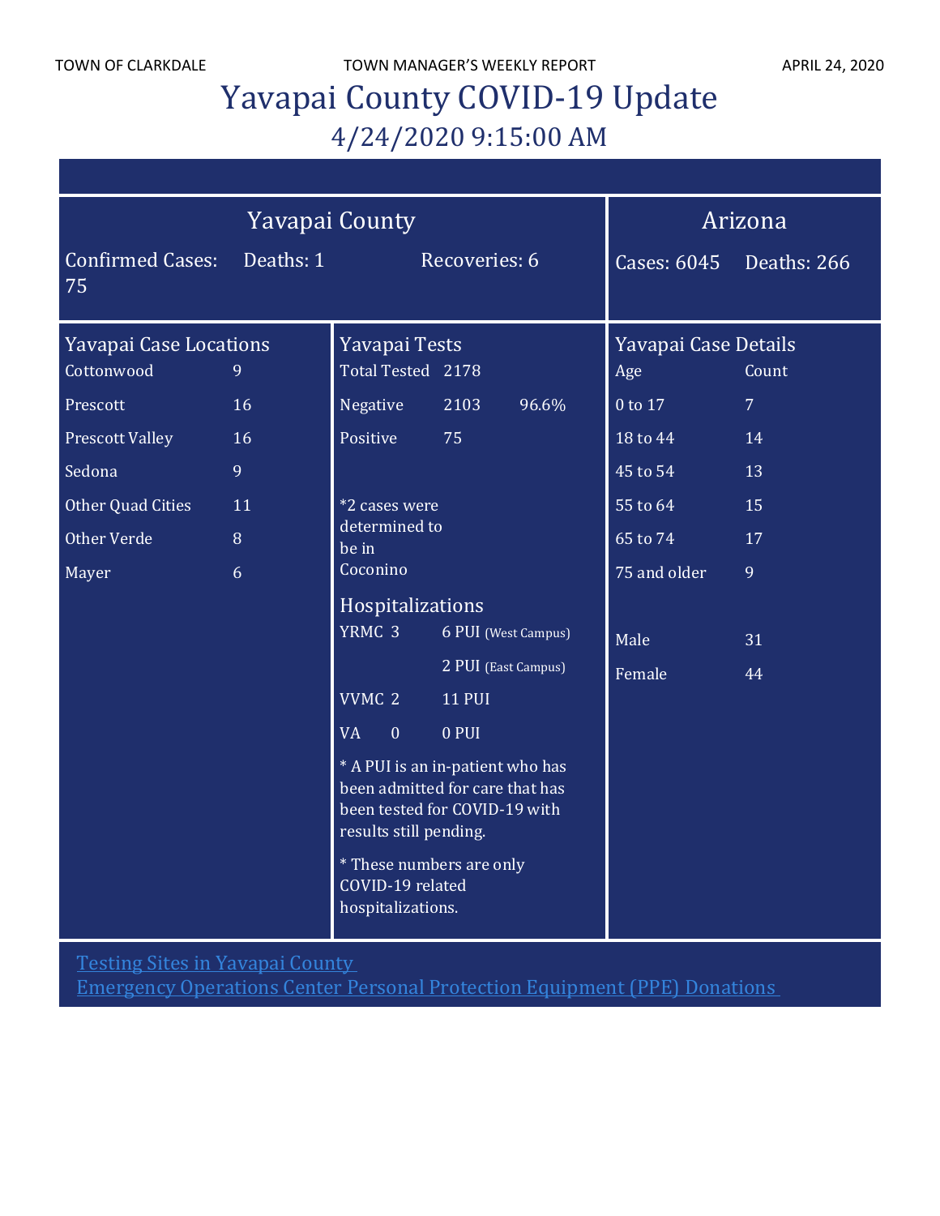# Yavapai County COVID-19 Update

## 4/24/2020 9:15:00 AM

### Yavapai County

Confirmed Cases: 75 Deaths: 1 Recoveries: 6

### Arizona

Cases: 6045 Deaths: 266

### Yavapai Case Locations

| Location | Count |
|---|---|
| Cottonwood | 9 |
| Prescott | 16 |
| Prescott Valley | 16 |
| Sedona | 9 |
| Other Quad Cities | 11 |
| Other Verde | 8 |
| Mayer | 6 |

### Yavapai Tests

| | | |
|---|---|---|
| Total Tested | 2178 | |
| Negative | 2103 | 96.6% |
| Positive | 75 | |

*2 cases were determined to be in Coconino

### Hospitalizations

| | | |
|---|---|---|
| YRMC | 3 | 6 PUI (West Campus) |
| | | 2 PUI (East Campus) |
| VVMC | 2 | 11 PUI |
| VA | 0 | 0 PUI |

* A PUI is an in-patient who has been admitted for care that has been tested for COVID-19 with results still pending.

* These numbers are only COVID-19 related hospitalizations.

### Yavapai Case Details

| Age | Count |
|---|---|
| 0 to 17 | 7 |
| 18 to 44 | 14 |
| 45 to 54 | 13 |
| 55 to 64 | 15 |
| 65 to 74 | 17 |
| 75 and older | 9 |

| | |
|---|---|
| Male | 31 |
| Female | 44 |

Testing Sites in Yavapai County

Emergency Operations Center Personal Protection Equipment (PPE) Donations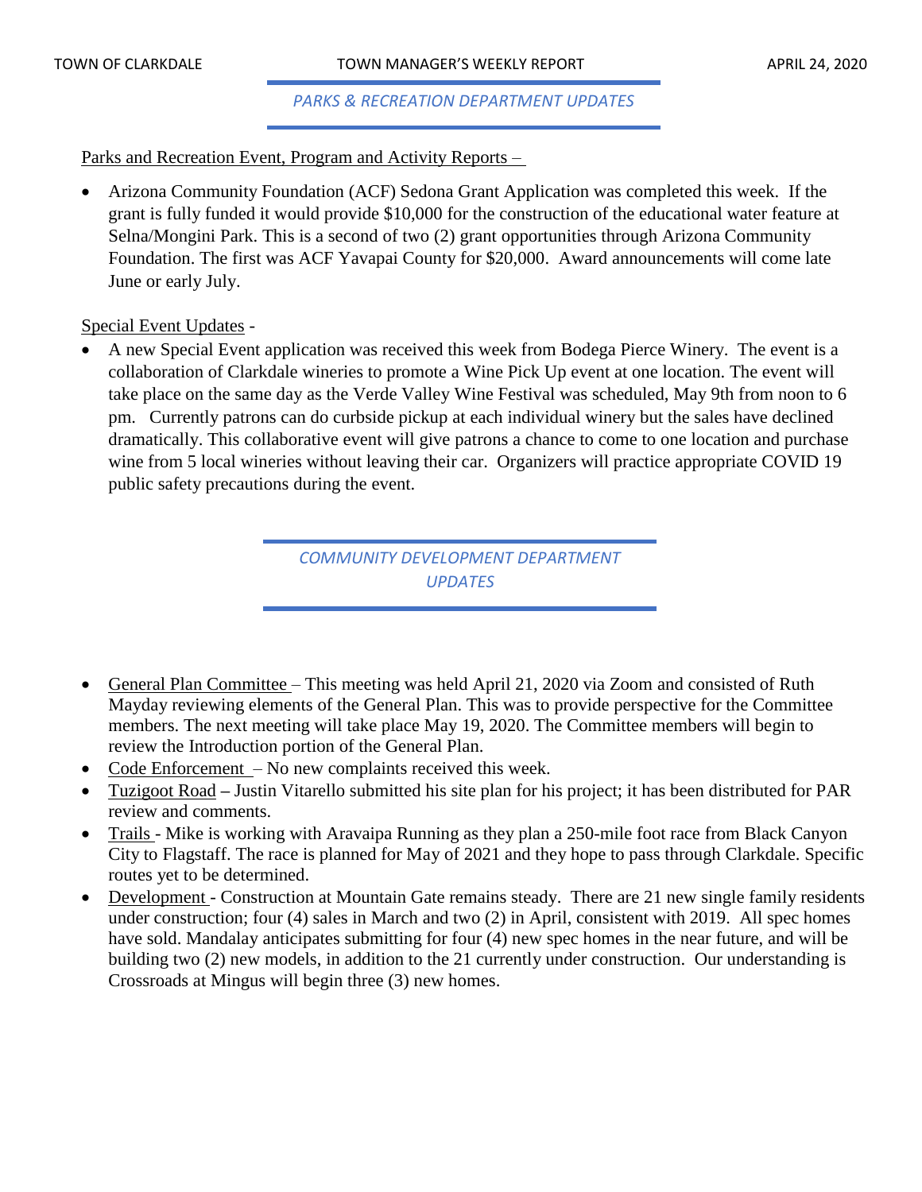## *PARKS & RECREATION DEPARTMENT UPDATES*

Parks and Recreation Event, Program and Activity Reports –

- Arizona Community Foundation (ACF) Sedona Grant Application was completed this week. If the grant is fully funded it would provide $10,000 for the construction of the educational water feature at Selna/Mongini Park. This is a second of two (2) grant opportunities through Arizona Community Foundation. The first was ACF Yavapai County for $20,000. Award announcements will come late June or early July.

Special Event Updates -

- A new Special Event application was received this week from Bodega Pierce Winery. The event is a collaboration of Clarkdale wineries to promote a Wine Pick Up event at one location. The event will take place on the same day as the Verde Valley Wine Festival was scheduled, May 9th from noon to 6 pm. Currently patrons can do curbside pickup at each individual winery but the sales have declined dramatically. This collaborative event will give patrons a chance to come to one location and purchase wine from 5 local wineries without leaving their car. Organizers will practice appropriate COVID 19 public safety precautions during the event.

## *COMMUNITY DEVELOPMENT DEPARTMENT UPDATES*

- General Plan Committee – This meeting was held April 21, 2020 via Zoom and consisted of Ruth Mayday reviewing elements of the General Plan. This was to provide perspective for the Committee members. The next meeting will take place May 19, 2020. The Committee members will begin to review the Introduction portion of the General Plan.
- Code Enforcement – No new complaints received this week.
- Tuzigoot Road – Justin Vitarello submitted his site plan for his project; it has been distributed for PAR review and comments.
- Trails - Mike is working with Aravaipa Running as they plan a 250-mile foot race from Black Canyon City to Flagstaff. The race is planned for May of 2021 and they hope to pass through Clarkdale. Specific routes yet to be determined.
- Development - Construction at Mountain Gate remains steady. There are 21 new single family residents under construction; four (4) sales in March and two (2) in April, consistent with 2019. All spec homes have sold. Mandalay anticipates submitting for four (4) new spec homes in the near future, and will be building two (2) new models, in addition to the 21 currently under construction. Our understanding is Crossroads at Mingus will begin three (3) new homes.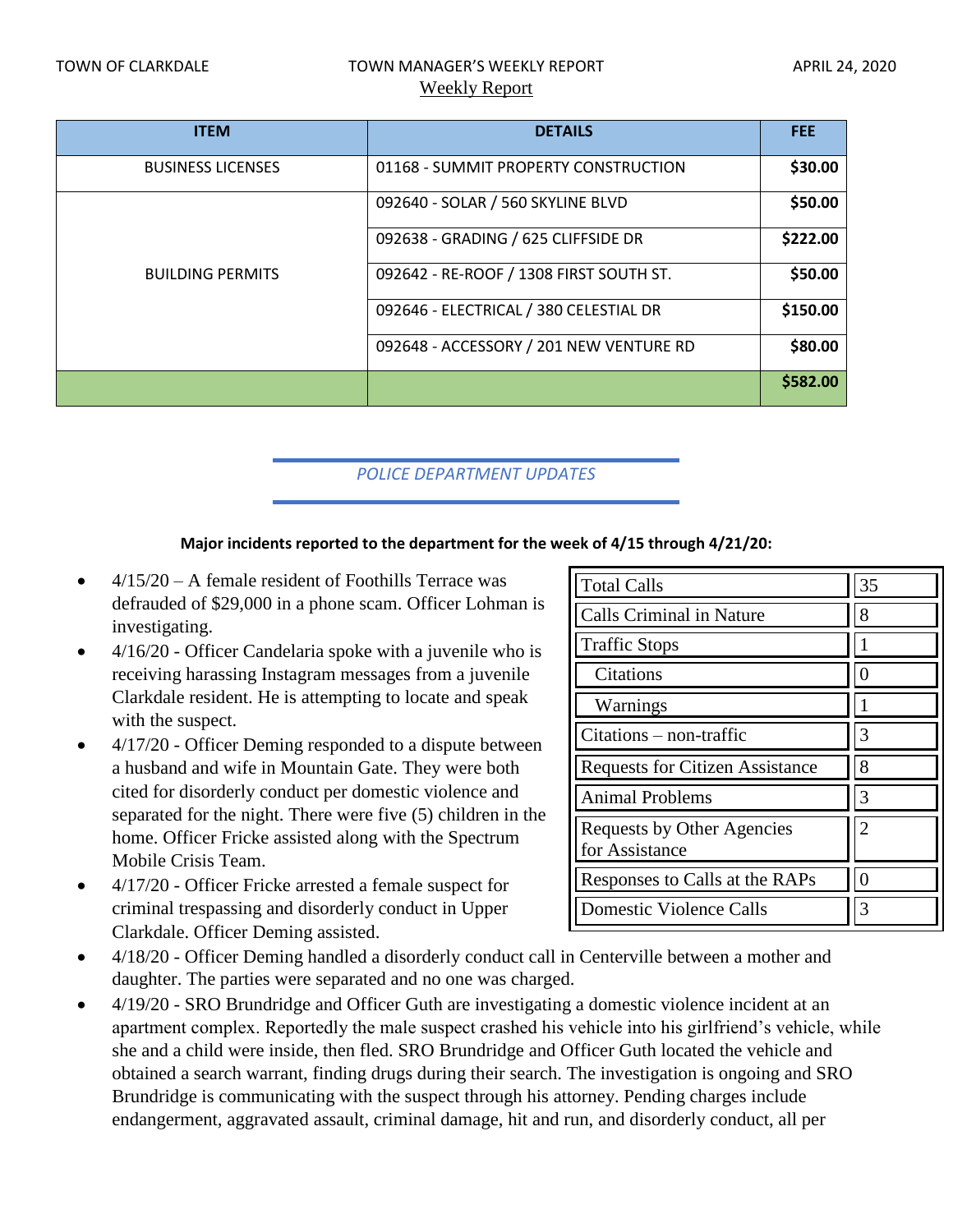TOWN OF CLARKDALE | TOWN MANAGER'S WEEKLY REPORT | APRIL 24, 2020

Weekly Report

| ITEM | DETAILS | FEE |
|---|---|---|
| BUSINESS LICENSES | 01168 - SUMMIT PROPERTY CONSTRUCTION | **$30.00** |
| BUILDING PERMITS | 092640 - SOLAR / 560 SKYLINE BLVD | **$50.00** |
| | 092638 - GRADING / 625 CLIFFSIDE DR | **$222.00** |
| | 092642 - RE-ROOF / 1308 FIRST SOUTH ST. | **$50.00** |
| | 092646 - ELECTRICAL / 380 CELESTIAL DR | **$150.00** |
| | 092648 - ACCESSORY / 201 NEW VENTURE RD | **$80.00** |
| | | **$582.00** |

## *POLICE DEPARTMENT UPDATES*

**Major incidents reported to the department for the week of 4/15 through 4/21/20:**

| Total Calls | 35 |
|---|---|
| Calls Criminal in Nature | 8 |
| Traffic Stops | 1 |
| Citations | 0 |
| Warnings | 1 |
| Citations – non-traffic | 3 |
| Requests for Citizen Assistance | 8 |
| Animal Problems | 3 |
| Requests by Other Agencies for Assistance | 2 |
| Responses to Calls at the RAPs | 0 |
| Domestic Violence Calls | 3 |

- 4/15/20 – A female resident of Foothills Terrace was defrauded of $29,000 in a phone scam. Officer Lohman is investigating.
- 4/16/20 - Officer Candelaria spoke with a juvenile who is receiving harassing Instagram messages from a juvenile Clarkdale resident. He is attempting to locate and speak with the suspect.
- 4/17/20 - Officer Deming responded to a dispute between a husband and wife in Mountain Gate. They were both cited for disorderly conduct per domestic violence and separated for the night. There were five (5) children in the home. Officer Fricke assisted along with the Spectrum Mobile Crisis Team.
- 4/17/20 - Officer Fricke arrested a female suspect for criminal trespassing and disorderly conduct in Upper Clarkdale. Officer Deming assisted.
- 4/18/20 - Officer Deming handled a disorderly conduct call in Centerville between a mother and daughter. The parties were separated and no one was charged.
- 4/19/20 - SRO Brundridge and Officer Guth are investigating a domestic violence incident at an apartment complex. Reportedly the male suspect crashed his vehicle into his girlfriend's vehicle, while she and a child were inside, then fled. SRO Brundridge and Officer Guth located the vehicle and obtained a search warrant, finding drugs during their search. The investigation is ongoing and SRO Brundridge is communicating with the suspect through his attorney. Pending charges include endangerment, aggravated assault, criminal damage, hit and run, and disorderly conduct, all per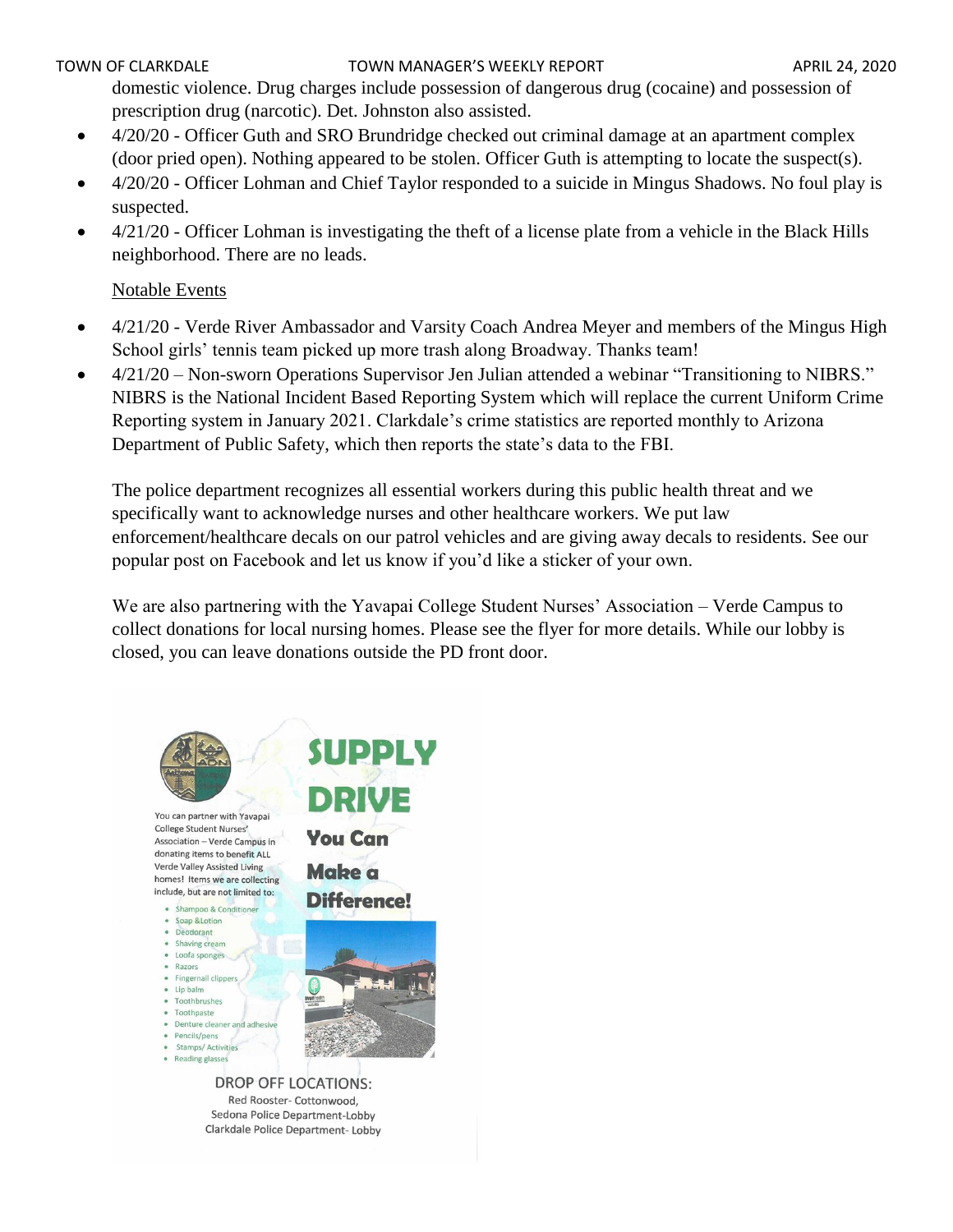domestic violence. Drug charges include possession of dangerous drug (cocaine) and possession of prescription drug (narcotic). Det. Johnston also assisted.

- 4/20/20 - Officer Guth and SRO Brundridge checked out criminal damage at an apartment complex (door pried open). Nothing appeared to be stolen. Officer Guth is attempting to locate the suspect(s).
- 4/20/20 - Officer Lohman and Chief Taylor responded to a suicide in Mingus Shadows. No foul play is suspected.
- 4/21/20 - Officer Lohman is investigating the theft of a license plate from a vehicle in the Black Hills neighborhood. There are no leads.

Notable Events

- 4/21/20 - Verde River Ambassador and Varsity Coach Andrea Meyer and members of the Mingus High School girls' tennis team picked up more trash along Broadway. Thanks team!
- 4/21/20 – Non-sworn Operations Supervisor Jen Julian attended a webinar "Transitioning to NIBRS." NIBRS is the National Incident Based Reporting System which will replace the current Uniform Crime Reporting system in January 2021. Clarkdale's crime statistics are reported monthly to Arizona Department of Public Safety, which then reports the state's data to the FBI.

The police department recognizes all essential workers during this public health threat and we specifically want to acknowledge nurses and other healthcare workers. We put law enforcement/healthcare decals on our patrol vehicles and are giving away decals to residents. See our popular post on Facebook and let us know if you'd like a sticker of your own.

We are also partnering with the Yavapai College Student Nurses' Association – Verde Campus to collect donations for local nursing homes. Please see the flyer for more details. While our lobby is closed, you can leave donations outside the PD front door.

**SUPPLY DRIVE**

**You Can Make a Difference!**

You can partner with Yavapai College Student Nurses' Association – Verde Campus in donating items to benefit ALL Verde Valley Assisted Living homes! Items we are collecting include, but are not limited to:

- Shampoo & Conditioner
- Soap &Lotion
- Deodorant
- Shaving cream
- Loofa sponges
- Razors
- Fingernail clippers
- Lip balm
- Toothbrushes
- Toothpaste
- Denture cleaner and adhesive
- Pencils/pens
- Stamps/ Activities
- Reading glasses

DROP OFF LOCATIONS:
Red Rooster- Cottonwood,
Sedona Police Department-Lobby
Clarkdale Police Department- Lobby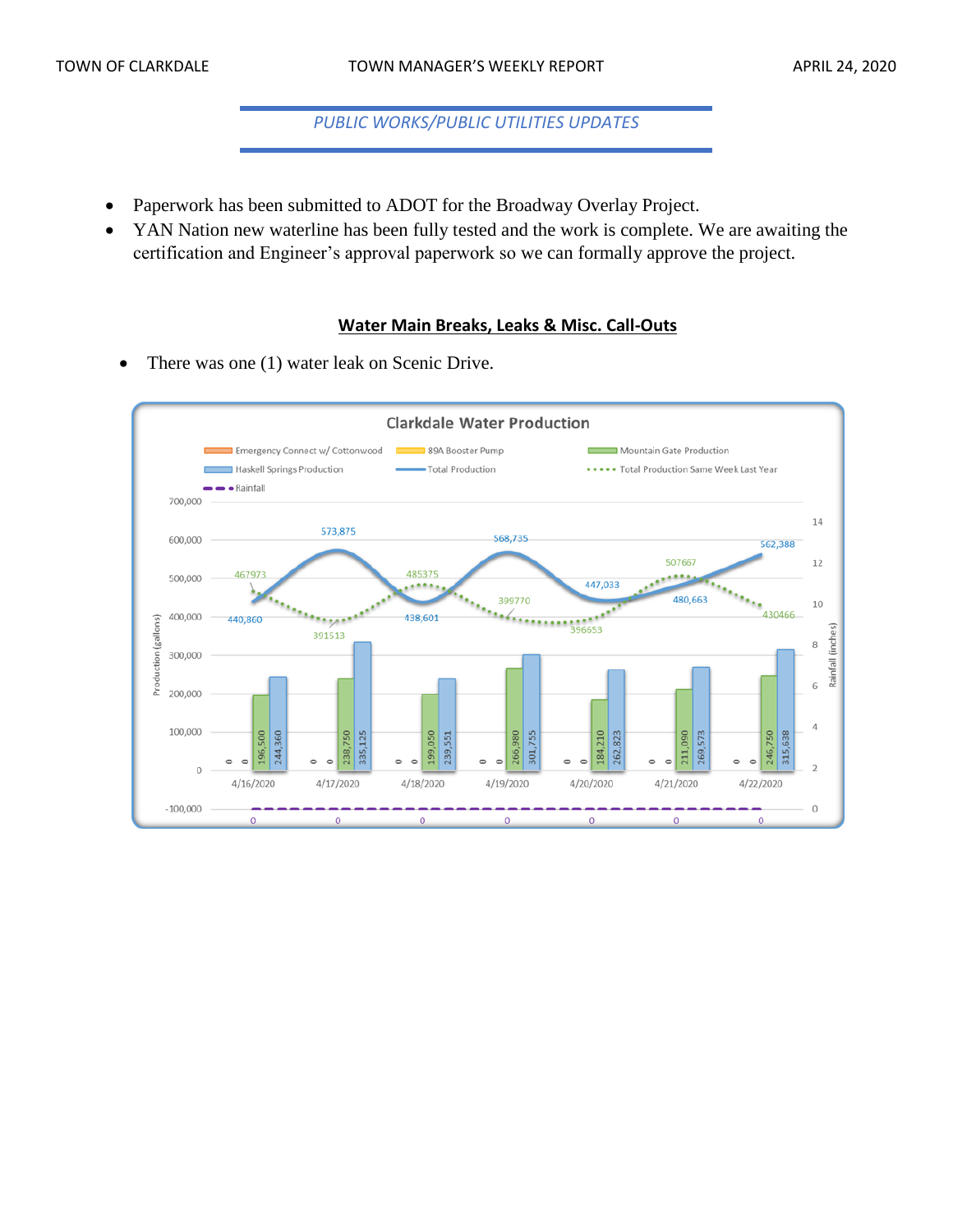## PUBLIC WORKS/PUBLIC UTILITIES UPDATES

- Paperwork has been submitted to ADOT for the Broadway Overlay Project.
- YAN Nation new waterline has been fully tested and the work is complete. We are awaiting the certification and Engineer's approval paperwork so we can formally approve the project.

### Water Main Breaks, Leaks & Misc. Call-Outs

- There was one (1) water leak on Scenic Drive.

Clarkdale Water Production

Emergency Connect w/ Cottonwood
89A Booster Pump
Mountain Gate Production
Haskell Springs Production
Total Production
Total Production Same Week Last Year
Rainfall

Production (gallons)
Rainfall (inches)

700,000
600,000
500,000
400,000
300,000
200,000
100,000
0
-100,000

14
12
10
8
6
4
2
0

573,875
568,735
562,388
467973
485375
507667
447,033
480,663
399770
430466
440,360
438,601
391513
396653

4/16/2020: 0 0 196,500 244,360
4/17/2020: 0 0 238,750 335,125
4/18/2020: 0 0 199,050 239,551
4/19/2020: 0 0 266,980 301,755
4/20/2020: 0 0 184,210 262,823
4/21/2020: 0 0 211,090 269,573
4/22/2020: 0 0 246,750 315,638

0 0 0 0 0 0 0